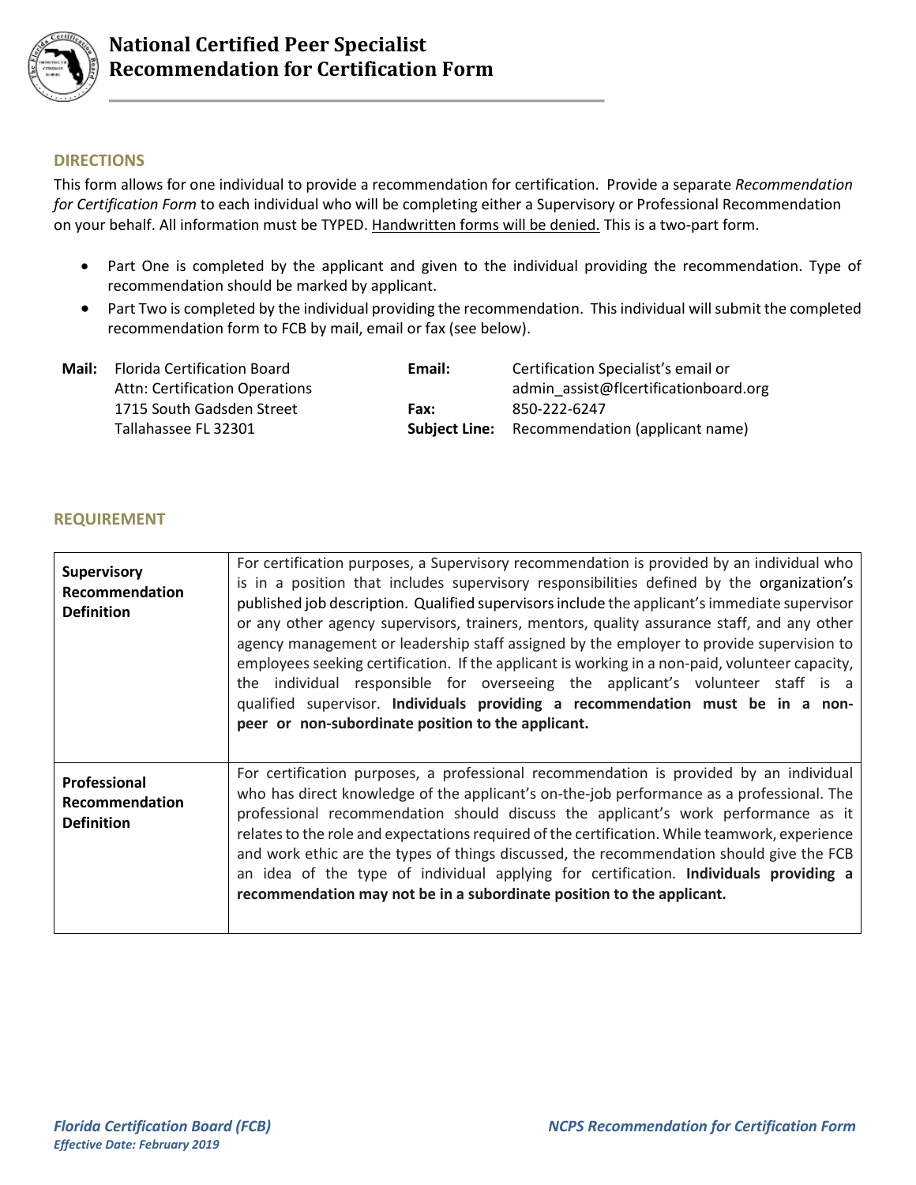# National Certified Peer Specialist Recommendation for Certification Form

## DIRECTIONS

This form allows for one individual to provide a recommendation for certification. Provide a separate *Recommendation for Certification Form* to each individual who will be completing either a Supervisory or Professional Recommendation on your behalf. All information must be TYPED. Handwritten forms will be denied. This is a two-part form.

- Part One is completed by the applicant and given to the individual providing the recommendation. Type of recommendation should be marked by applicant.
- Part Two is completed by the individual providing the recommendation. This individual will submit the completed recommendation form to FCB by mail, email or fax (see below).

**Mail:** Florida Certification Board
Attn: Certification Operations
1715 South Gadsden Street
Tallahassee FL 32301

**Email:** Certification Specialist's email or admin_assist@flcertificationboard.org

**Fax:** 850-222-6247

**Subject Line:** Recommendation (applicant name)

## REQUIREMENT

| | |
|---|---|
| **Supervisory Recommendation Definition** | For certification purposes, a Supervisory recommendation is provided by an individual who is in a position that includes supervisory responsibilities defined by the organization's published job description. Qualified supervisors include the applicant's immediate supervisor or any other agency supervisors, trainers, mentors, quality assurance staff, and any other agency management or leadership staff assigned by the employer to provide supervision to employees seeking certification. If the applicant is working in a non-paid, volunteer capacity, the individual responsible for overseeing the applicant's volunteer staff is a qualified supervisor. **Individuals providing a recommendation must be in a non-peer or non-subordinate position to the applicant.** |
| **Professional Recommendation Definition** | For certification purposes, a professional recommendation is provided by an individual who has direct knowledge of the applicant's on-the-job performance as a professional. The professional recommendation should discuss the applicant's work performance as it relates to the role and expectations required of the certification. While teamwork, experience and work ethic are the types of things discussed, the recommendation should give the FCB an idea of the type of individual applying for certification. **Individuals providing a recommendation may not be in a subordinate position to the applicant.** |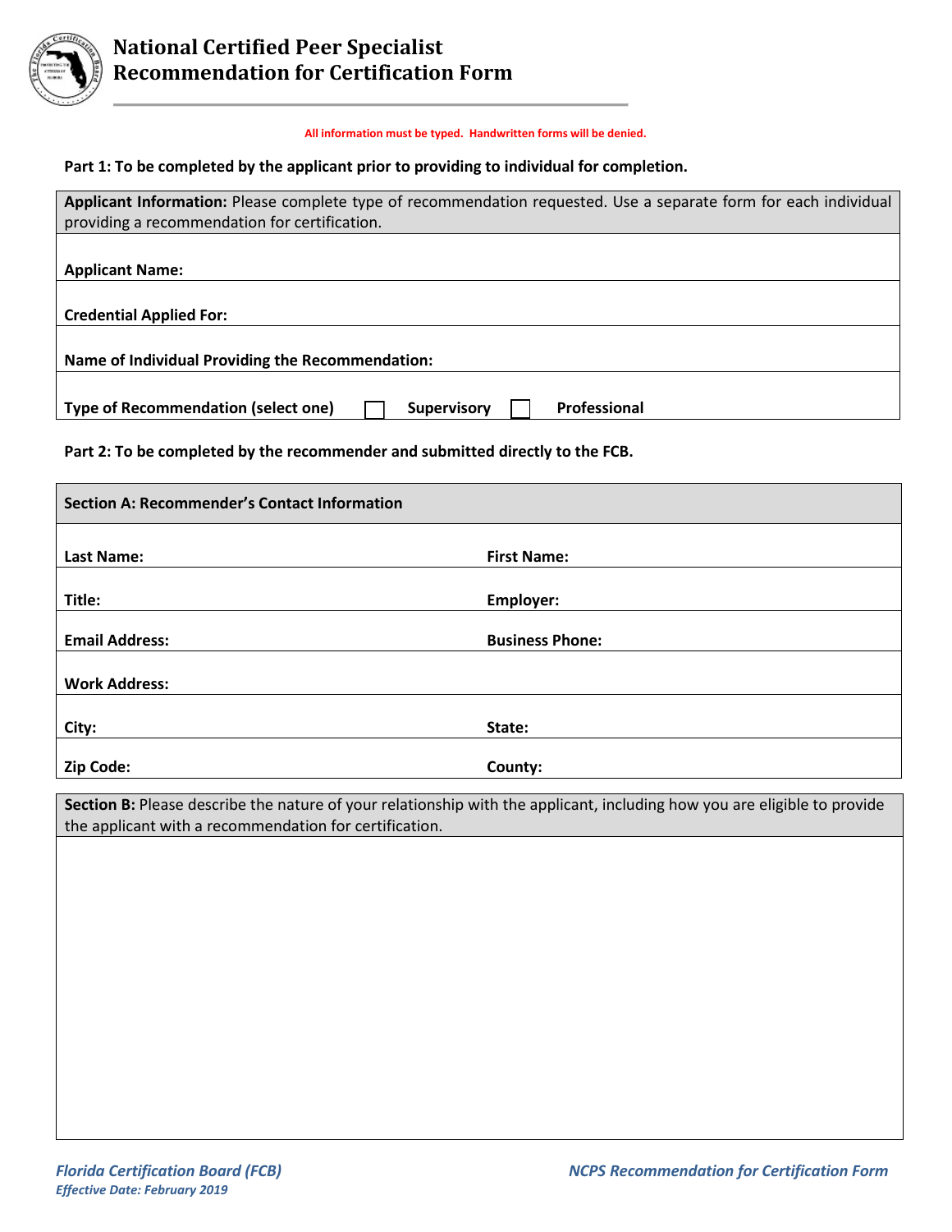# National Certified Peer Specialist Recommendation for Certification Form

**All information must be typed. Handwritten forms will be denied.**

**Part 1: To be completed by the applicant prior to providing to individual for completion.**

| **Applicant Information:** Please complete type of recommendation requested. Use a separate form for each individual providing a recommendation for certification. |
|---|
| **Applicant Name:** |
| **Credential Applied For:** |
| **Name of Individual Providing the Recommendation:** |
| **Type of Recommendation (select one)** ☐ **Supervisory** ☐ **Professional** |

**Part 2: To be completed by the recommender and submitted directly to the FCB.**

| **Section A: Recommender's Contact Information** | |
|---|---|
| **Last Name:** | **First Name:** |
| **Title:** | **Employer:** |
| **Email Address:** | **Business Phone:** |
| **Work Address:** | |
| **City:** | **State:** |
| **Zip Code:** | **County:** |

| **Section B:** Please describe the nature of your relationship with the applicant, including how you are eligible to provide the applicant with a recommendation for certification. |
|---|
| |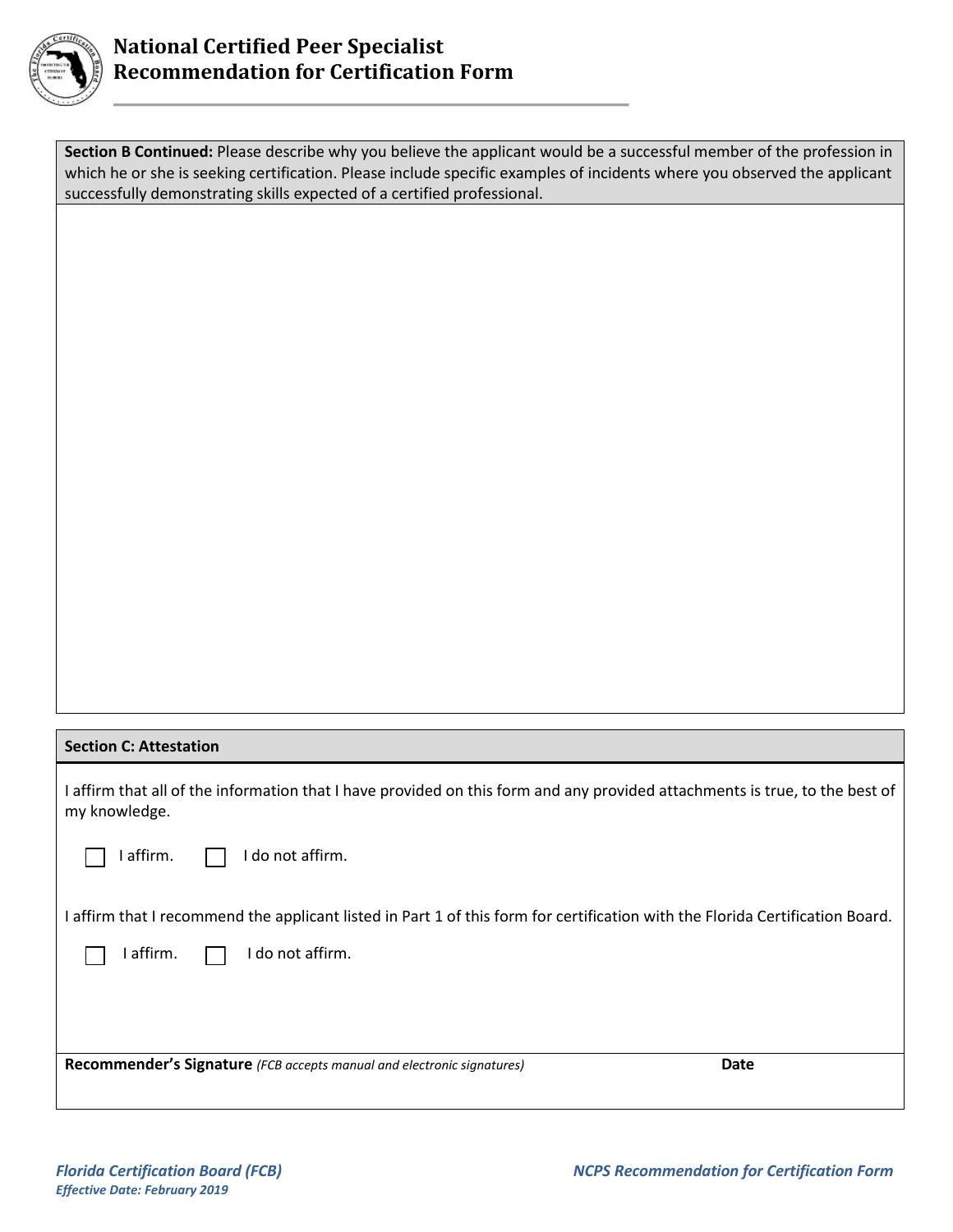# National Certified Peer Specialist Recommendation for Certification Form

**Section B Continued:** Please describe why you believe the applicant would be a successful member of the profession in which he or she is seeking certification. Please include specific examples of incidents where you observed the applicant successfully demonstrating skills expected of a certified professional.

**Section C: Attestation**

I affirm that all of the information that I have provided on this form and any provided attachments is true, to the best of my knowledge.

☐ I affirm. ☐ I do not affirm.

I affirm that I recommend the applicant listed in Part 1 of this form for certification with the Florida Certification Board.

☐ I affirm. ☐ I do not affirm.

**Recommender's Signature** *(FCB accepts manual and electronic signatures)* **Date**

*Florida Certification Board (FCB)*
*Effective Date: February 2019*
*NCPS Recommendation for Certification Form*